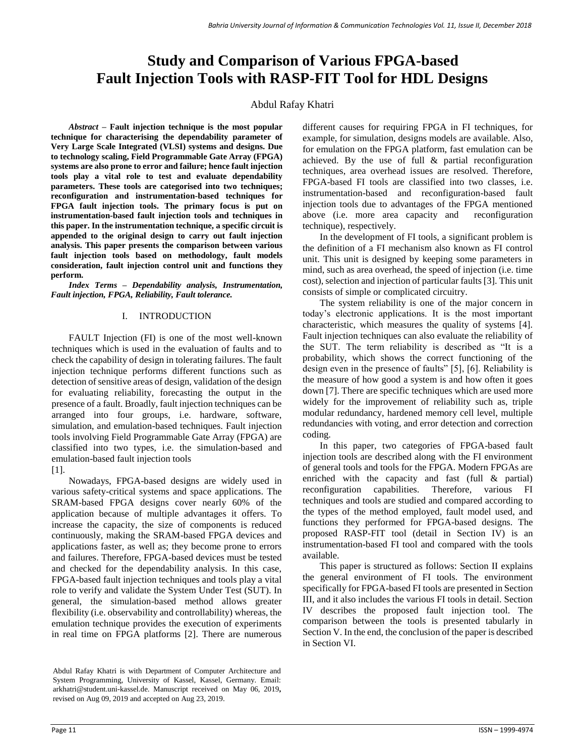# Study and Comparison of Various FPGA-based Fault Injection Tools with RASP-FIT Tool for HDL Designs

Abdul Rafay Khatri

***Abstract* – Fault injection technique is the most popular technique for characterising the dependability parameter of Very Large Scale Integrated (VLSI) systems and designs. Due to technology scaling, Field Programmable Gate Array (FPGA) systems are also prone to error and failure; hence fault injection tools play a vital role to test and evaluate dependability parameters. These tools are categorised into two techniques; reconfiguration and instrumentation-based techniques for FPGA fault injection tools. The primary focus is put on instrumentation-based fault injection tools and techniques in this paper. In the instrumentation technique, a specific circuit is appended to the original design to carry out fault injection analysis. This paper presents the comparison between various fault injection tools based on methodology, fault models consideration, fault injection control unit and functions they perform.**

***Index Terms* – *Dependability analysis, Instrumentation, Fault injection, FPGA, Reliability, Fault tolerance.***

## I. INTRODUCTION

FAULT Injection (FI) is one of the most well-known techniques which is used in the evaluation of faults and to check the capability of design in tolerating failures. The fault injection technique performs different functions such as detection of sensitive areas of design, validation of the design for evaluating reliability, forecasting the output in the presence of a fault. Broadly, fault injection techniques can be arranged into four groups, i.e. hardware, software, simulation, and emulation-based techniques. Fault injection tools involving Field Programmable Gate Array (FPGA) are classified into two types, i.e. the simulation-based and emulation-based fault injection tools [1].

Nowadays, FPGA-based designs are widely used in various safety-critical systems and space applications. The SRAM-based FPGA designs cover nearly 60% of the application because of multiple advantages it offers. To increase the capacity, the size of components is reduced continuously, making the SRAM-based FPGA devices and applications faster, as well as; they become prone to errors and failures. Therefore, FPGA-based devices must be tested and checked for the dependability analysis. In this case, FPGA-based fault injection techniques and tools play a vital role to verify and validate the System Under Test (SUT). In general, the simulation-based method allows greater flexibility (i.e. observability and controllability) whereas, the emulation technique provides the execution of experiments in real time on FPGA platforms [2]. There are numerous different causes for requiring FPGA in FI techniques, for example, for simulation, designs models are available. Also, for emulation on the FPGA platform, fast emulation can be achieved. By the use of full & partial reconfiguration techniques, area overhead issues are resolved. Therefore, FPGA-based FI tools are classified into two classes, i.e. instrumentation-based and reconfiguration-based fault injection tools due to advantages of the FPGA mentioned above (i.e. more area capacity and reconfiguration technique), respectively.

In the development of FI tools, a significant problem is the definition of a FI mechanism also known as FI control unit. This unit is designed by keeping some parameters in mind, such as area overhead, the speed of injection (i.e. time cost), selection and injection of particular faults [3]. This unit consists of simple or complicated circuitry.

The system reliability is one of the major concern in today's electronic applications. It is the most important characteristic, which measures the quality of systems [4]. Fault injection techniques can also evaluate the reliability of the SUT. The term reliability is described as "It is a probability, which shows the correct functioning of the design even in the presence of faults" [5], [6]. Reliability is the measure of how good a system is and how often it goes down [7]. There are specific techniques which are used more widely for the improvement of reliability such as, triple modular redundancy, hardened memory cell level, multiple redundancies with voting, and error detection and correction coding.

In this paper, two categories of FPGA-based fault injection tools are described along with the FI environment of general tools and tools for the FPGA. Modern FPGAs are enriched with the capacity and fast (full & partial) reconfiguration capabilities. Therefore, various FI techniques and tools are studied and compared according to the types of the method employed, fault model used, and functions they performed for FPGA-based designs. The proposed RASP-FIT tool (detail in Section IV) is an instrumentation-based FI tool and compared with the tools available.

This paper is structured as follows: Section II explains the general environment of FI tools. The environment specifically for FPGA-based FI tools are presented in Section III, and it also includes the various FI tools in detail. Section IV describes the proposed fault injection tool. The comparison between the tools is presented tabularly in Section V. In the end, the conclusion of the paper is described in Section VI.

Abdul Rafay Khatri is with Department of Computer Architecture and System Programming, University of Kassel, Kassel, Germany. Email: arkhatri@student.uni-kassel.de. Manuscript received on May 06, 2019, revised on Aug 09, 2019 and accepted on Aug 23, 2019.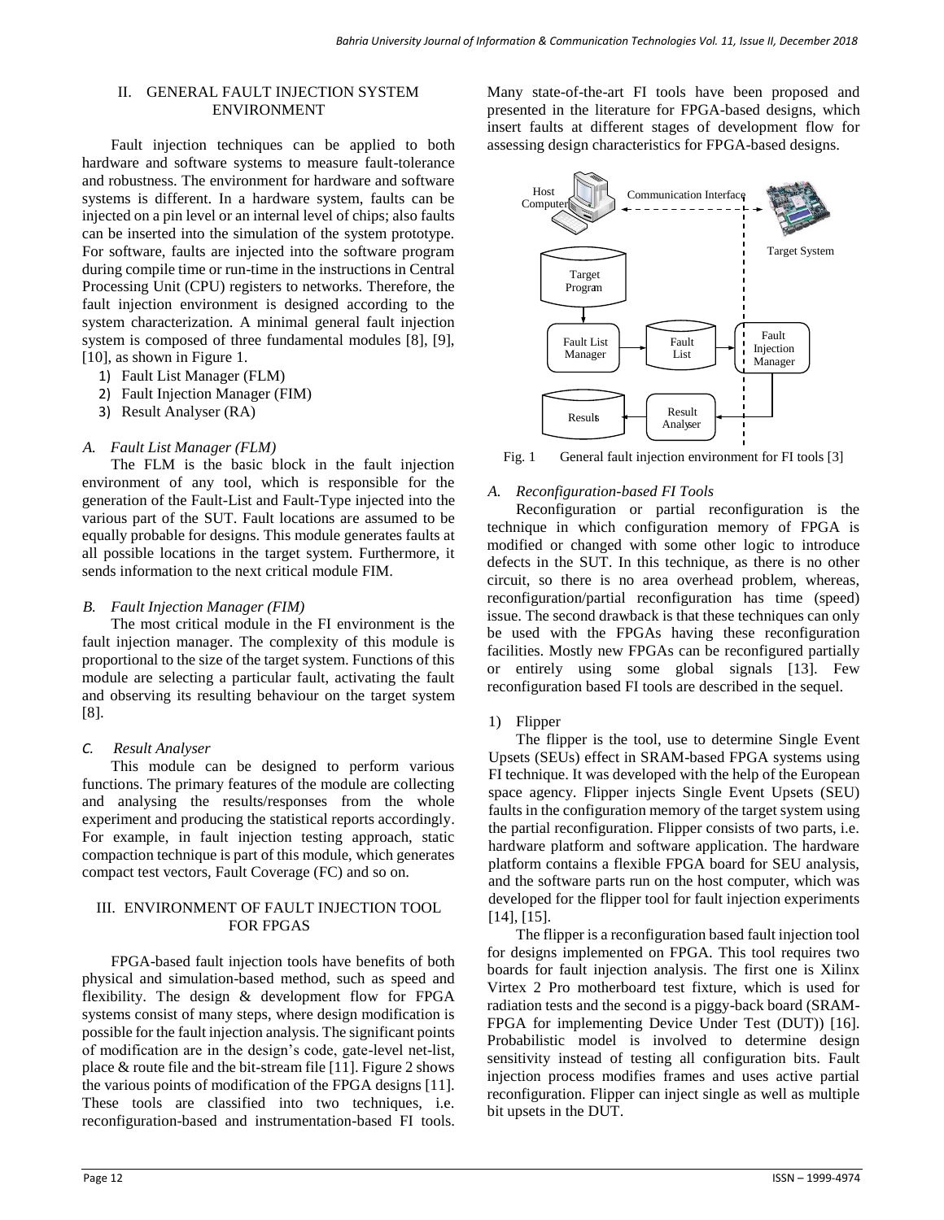## II. GENERAL FAULT INJECTION SYSTEM ENVIRONMENT

Fault injection techniques can be applied to both hardware and software systems to measure fault-tolerance and robustness. The environment for hardware and software systems is different. In a hardware system, faults can be injected on a pin level or an internal level of chips; also faults can be inserted into the simulation of the system prototype. For software, faults are injected into the software program during compile time or run-time in the instructions in Central Processing Unit (CPU) registers to networks. Therefore, the fault injection environment is designed according to the system characterization. A minimal general fault injection system is composed of three fundamental modules [8], [9], [10], as shown in Figure 1.

1) Fault List Manager (FLM)
2) Fault Injection Manager (FIM)
3) Result Analyser (RA)

### *A. Fault List Manager (FLM)*

The FLM is the basic block in the fault injection environment of any tool, which is responsible for the generation of the Fault-List and Fault-Type injected into the various part of the SUT. Fault locations are assumed to be equally probable for designs. This module generates faults at all possible locations in the target system. Furthermore, it sends information to the next critical module FIM.

### *B. Fault Injection Manager (FIM)*

The most critical module in the FI environment is the fault injection manager. The complexity of this module is proportional to the size of the target system. Functions of this module are selecting a particular fault, activating the fault and observing its resulting behaviour on the target system [8].

### *C. Result Analyser*

This module can be designed to perform various functions. The primary features of the module are collecting and analysing the results/responses from the whole experiment and producing the statistical reports accordingly. For example, in fault injection testing approach, static compaction technique is part of this module, which generates compact test vectors, Fault Coverage (FC) and so on.

## III. ENVIRONMENT OF FAULT INJECTION TOOL FOR FPGAS

FPGA-based fault injection tools have benefits of both physical and simulation-based method, such as speed and flexibility. The design & development flow for FPGA systems consist of many steps, where design modification is possible for the fault injection analysis. The significant points of modification are in the design's code, gate-level net-list, place & route file and the bit-stream file [11]. Figure 2 shows the various points of modification of the FPGA designs [11]. These tools are classified into two techniques, i.e. reconfiguration-based and instrumentation-based FI tools. Many state-of-the-art FI tools have been proposed and presented in the literature for FPGA-based designs, which insert faults at different stages of development flow for assessing design characteristics for FPGA-based designs.

Fig. 1 General fault injection environment for FI tools [3]

### *A. Reconfiguration-based FI Tools*

Reconfiguration or partial reconfiguration is the technique in which configuration memory of FPGA is modified or changed with some other logic to introduce defects in the SUT. In this technique, as there is no other circuit, so there is no area overhead problem, whereas, reconfiguration/partial reconfiguration has time (speed) issue. The second drawback is that these techniques can only be used with the FPGAs having these reconfiguration facilities. Mostly new FPGAs can be reconfigured partially or entirely using some global signals [13]. Few reconfiguration based FI tools are described in the sequel.

#### 1) Flipper

The flipper is the tool, use to determine Single Event Upsets (SEUs) effect in SRAM-based FPGA systems using FI technique. It was developed with the help of the European space agency. Flipper injects Single Event Upsets (SEU) faults in the configuration memory of the target system using the partial reconfiguration. Flipper consists of two parts, i.e. hardware platform and software application. The hardware platform contains a flexible FPGA board for SEU analysis, and the software parts run on the host computer, which was developed for the flipper tool for fault injection experiments [14], [15].

The flipper is a reconfiguration based fault injection tool for designs implemented on FPGA. This tool requires two boards for fault injection analysis. The first one is Xilinx Virtex 2 Pro motherboard test fixture, which is used for radiation tests and the second is a piggy-back board (SRAM-FPGA for implementing Device Under Test (DUT)) [16]. Probabilistic model is involved to determine design sensitivity instead of testing all configuration bits. Fault injection process modifies frames and uses active partial reconfiguration. Flipper can inject single as well as multiple bit upsets in the DUT.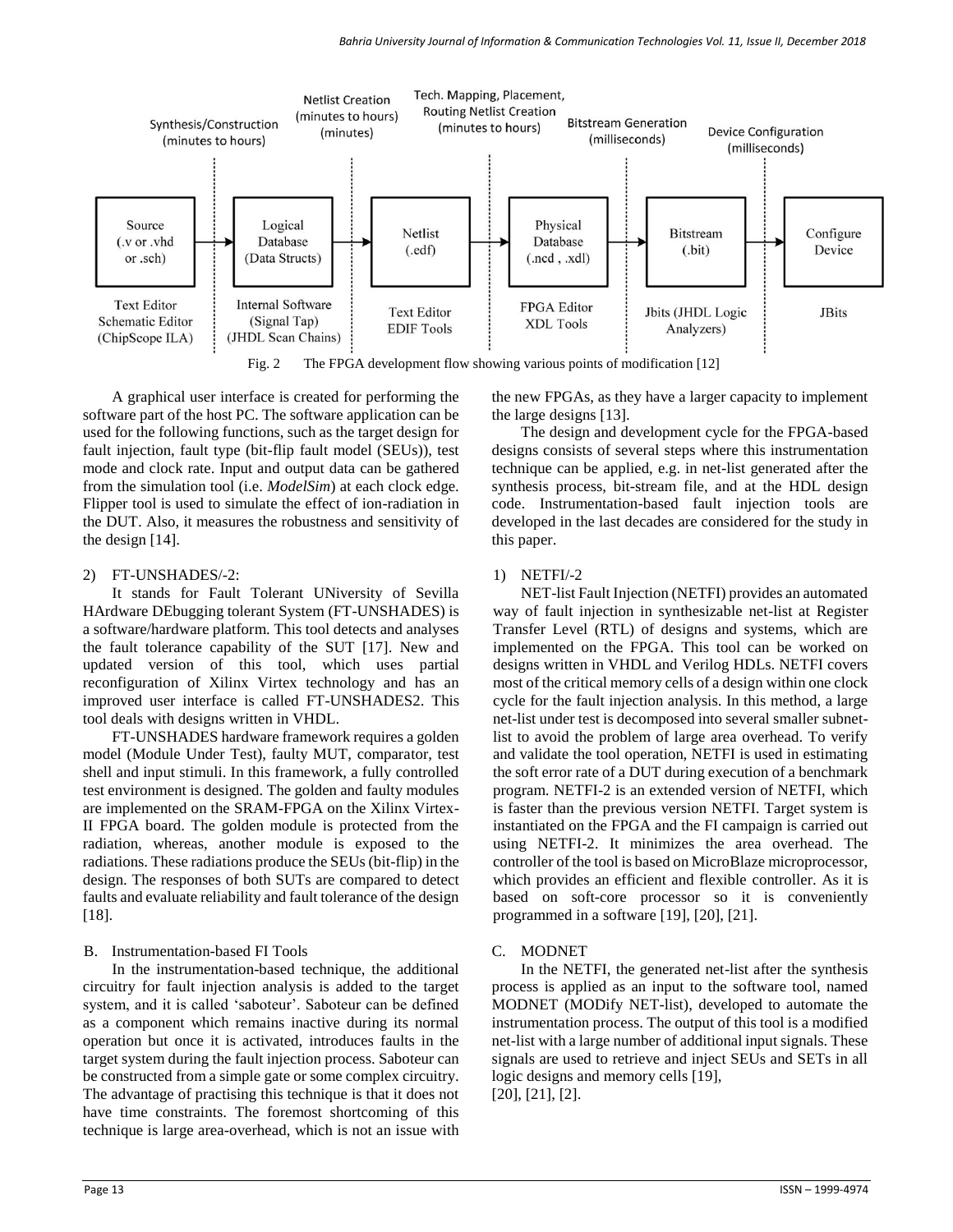Fig. 2 The FPGA development flow showing various points of modification [12]

A graphical user interface is created for performing the software part of the host PC. The software application can be used for the following functions, such as the target design for fault injection, fault type (bit-flip fault model (SEUs)), test mode and clock rate. Input and output data can be gathered from the simulation tool (i.e. *ModelSim*) at each clock edge. Flipper tool is used to simulate the effect of ion-radiation in the DUT. Also, it measures the robustness and sensitivity of the design [14].

2) FT-UNSHADES/-2:

It stands for Fault Tolerant UNiversity of Sevilla HArdware DEbugging tolerant System (FT-UNSHADES) is a software/hardware platform. This tool detects and analyses the fault tolerance capability of the SUT [17]. New and updated version of this tool, which uses partial reconfiguration of Xilinx Virtex technology and has an improved user interface is called FT-UNSHADES2. This tool deals with designs written in VHDL.

FT-UNSHADES hardware framework requires a golden model (Module Under Test), faulty MUT, comparator, test shell and input stimuli. In this framework, a fully controlled test environment is designed. The golden and faulty modules are implemented on the SRAM-FPGA on the Xilinx Virtex-II FPGA board. The golden module is protected from the radiation, whereas, another module is exposed to the radiations. These radiations produce the SEUs (bit-flip) in the design. The responses of both SUTs are compared to detect faults and evaluate reliability and fault tolerance of the design [18].

### B. Instrumentation-based FI Tools

In the instrumentation-based technique, the additional circuitry for fault injection analysis is added to the target system, and it is called 'saboteur'. Saboteur can be defined as a component which remains inactive during its normal operation but once it is activated, introduces faults in the target system during the fault injection process. Saboteur can be constructed from a simple gate or some complex circuitry. The advantage of practising this technique is that it does not have time constraints. The foremost shortcoming of this technique is large area-overhead, which is not an issue with the new FPGAs, as they have a larger capacity to implement the large designs [13].

The design and development cycle for the FPGA-based designs consists of several steps where this instrumentation technique can be applied, e.g. in net-list generated after the synthesis process, bit-stream file, and at the HDL design code. Instrumentation-based fault injection tools are developed in the last decades are considered for the study in this paper.

1) NETFI/-2

NET-list Fault Injection (NETFI) provides an automated way of fault injection in synthesizable net-list at Register Transfer Level (RTL) of designs and systems, which are implemented on the FPGA. This tool can be worked on designs written in VHDL and Verilog HDLs. NETFI covers most of the critical memory cells of a design within one clock cycle for the fault injection analysis. In this method, a large net-list under test is decomposed into several smaller subnet-list to avoid the problem of large area overhead. To verify and validate the tool operation, NETFI is used in estimating the soft error rate of a DUT during execution of a benchmark program. NETFI-2 is an extended version of NETFI, which is faster than the previous version NETFI. Target system is instantiated on the FPGA and the FI campaign is carried out using NETFI-2. It minimizes the area overhead. The controller of the tool is based on MicroBlaze microprocessor, which provides an efficient and flexible controller. As it is based on soft-core processor so it is conveniently programmed in a software [19], [20], [21].

### C. MODNET

In the NETFI, the generated net-list after the synthesis process is applied as an input to the software tool, named MODNET (MODify NET-list), developed to automate the instrumentation process. The output of this tool is a modified net-list with a large number of additional input signals. These signals are used to retrieve and inject SEUs and SETs in all logic designs and memory cells [19], [20], [21], [2].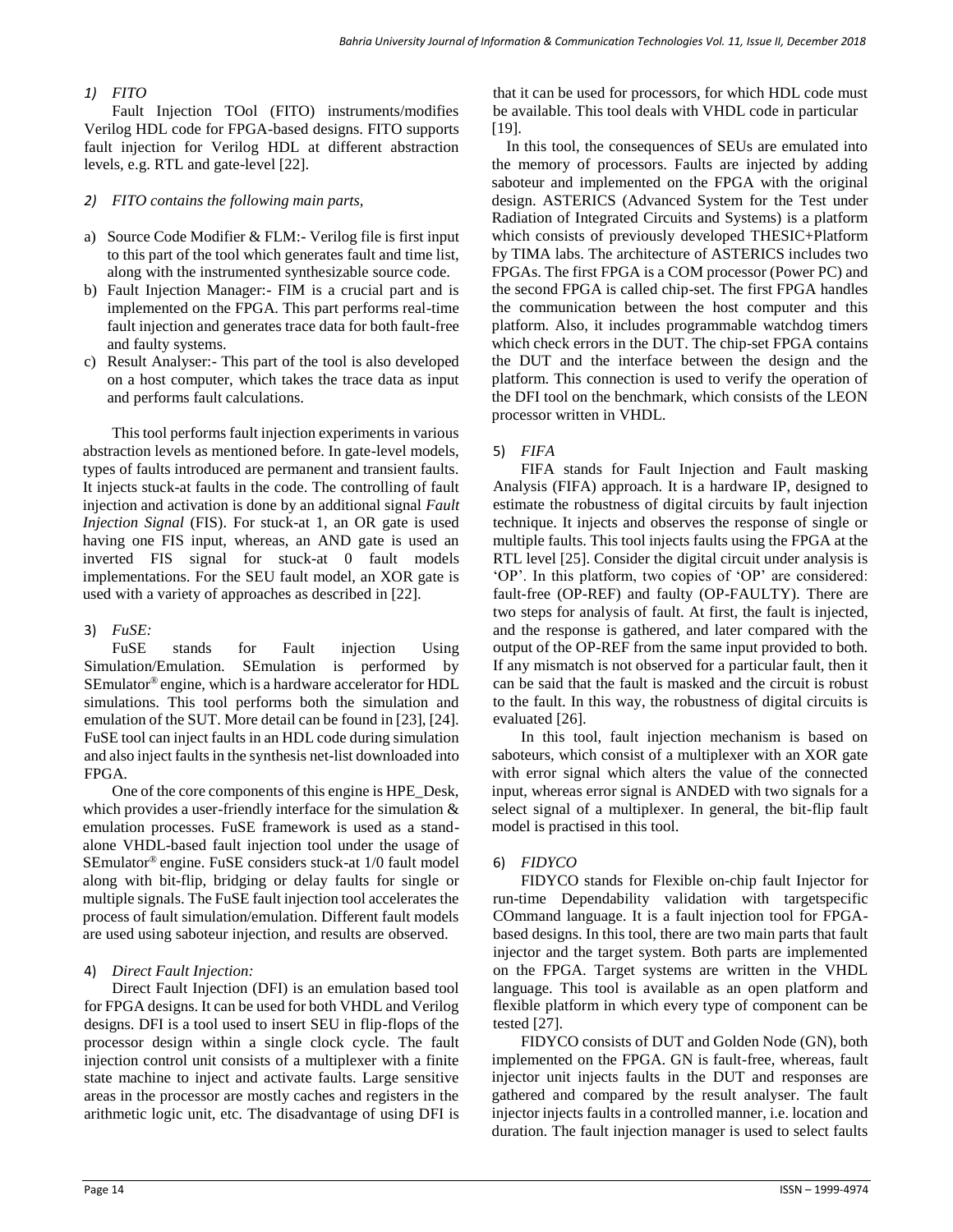*1) FITO*

Fault Injection TOol (FITO) instruments/modifies Verilog HDL code for FPGA-based designs. FITO supports fault injection for Verilog HDL at different abstraction levels, e.g. RTL and gate-level [22].

*2) FITO contains the following main parts,*

a) Source Code Modifier & FLM:- Verilog file is first input to this part of the tool which generates fault and time list, along with the instrumented synthesizable source code.
b) Fault Injection Manager:- FIM is a crucial part and is implemented on the FPGA. This part performs real-time fault injection and generates trace data for both fault-free and faulty systems.
c) Result Analyser:- This part of the tool is also developed on a host computer, which takes the trace data as input and performs fault calculations.

This tool performs fault injection experiments in various abstraction levels as mentioned before. In gate-level models, types of faults introduced are permanent and transient faults. It injects stuck-at faults in the code. The controlling of fault injection and activation is done by an additional signal *Fault Injection Signal* (FIS). For stuck-at 1, an OR gate is used having one FIS input, whereas, an AND gate is used an inverted FIS signal for stuck-at 0 fault models implementations. For the SEU fault model, an XOR gate is used with a variety of approaches as described in [22].

3) *FuSE:*

FuSE stands for Fault injection Using Simulation/Emulation. SEmulation is performed by SEmulator® engine, which is a hardware accelerator for HDL simulations. This tool performs both the simulation and emulation of the SUT. More detail can be found in [23], [24]. FuSE tool can inject faults in an HDL code during simulation and also inject faults in the synthesis net-list downloaded into FPGA.

One of the core components of this engine is HPE_Desk, which provides a user-friendly interface for the simulation & emulation processes. FuSE framework is used as a stand-alone VHDL-based fault injection tool under the usage of SEmulator® engine. FuSE considers stuck-at 1/0 fault model along with bit-flip, bridging or delay faults for single or multiple signals. The FuSE fault injection tool accelerates the process of fault simulation/emulation. Different fault models are used using saboteur injection, and results are observed.

4) *Direct Fault Injection:*

Direct Fault Injection (DFI) is an emulation based tool for FPGA designs. It can be used for both VHDL and Verilog designs. DFI is a tool used to insert SEU in flip-flops of the processor design within a single clock cycle. The fault injection control unit consists of a multiplexer with a finite state machine to inject and activate faults. Large sensitive areas in the processor are mostly caches and registers in the arithmetic logic unit, etc. The disadvantage of using DFI is that it can be used for processors, for which HDL code must be available. This tool deals with VHDL code in particular [19].

In this tool, the consequences of SEUs are emulated into the memory of processors. Faults are injected by adding saboteur and implemented on the FPGA with the original design. ASTERICS (Advanced System for the Test under Radiation of Integrated Circuits and Systems) is a platform which consists of previously developed THESIC+Platform by TIMA labs. The architecture of ASTERICS includes two FPGAs. The first FPGA is a COM processor (Power PC) and the second FPGA is called chip-set. The first FPGA handles the communication between the host computer and this platform. Also, it includes programmable watchdog timers which check errors in the DUT. The chip-set FPGA contains the DUT and the interface between the design and the platform. This connection is used to verify the operation of the DFI tool on the benchmark, which consists of the LEON processor written in VHDL.

5) *FIFA*

FIFA stands for Fault Injection and Fault masking Analysis (FIFA) approach. It is a hardware IP, designed to estimate the robustness of digital circuits by fault injection technique. It injects and observes the response of single or multiple faults. This tool injects faults using the FPGA at the RTL level [25]. Consider the digital circuit under analysis is 'OP'. In this platform, two copies of 'OP' are considered: fault-free (OP-REF) and faulty (OP-FAULTY). There are two steps for analysis of fault. At first, the fault is injected, and the response is gathered, and later compared with the output of the OP-REF from the same input provided to both. If any mismatch is not observed for a particular fault, then it can be said that the fault is masked and the circuit is robust to the fault. In this way, the robustness of digital circuits is evaluated [26].

In this tool, fault injection mechanism is based on saboteurs, which consist of a multiplexer with an XOR gate with error signal which alters the value of the connected input, whereas error signal is ANDED with two signals for a select signal of a multiplexer. In general, the bit-flip fault model is practised in this tool.

6) *FIDYCO*

FIDYCO stands for Flexible on-chip fault Injector for run-time Dependability validation with targetspecific COmmand language. It is a fault injection tool for FPGA-based designs. In this tool, there are two main parts that fault injector and the target system. Both parts are implemented on the FPGA. Target systems are written in the VHDL language. This tool is available as an open platform and flexible platform in which every type of component can be tested [27].

FIDYCO consists of DUT and Golden Node (GN), both implemented on the FPGA. GN is fault-free, whereas, fault injector unit injects faults in the DUT and responses are gathered and compared by the result analyser. The fault injector injects faults in a controlled manner, i.e. location and duration. The fault injection manager is used to select faults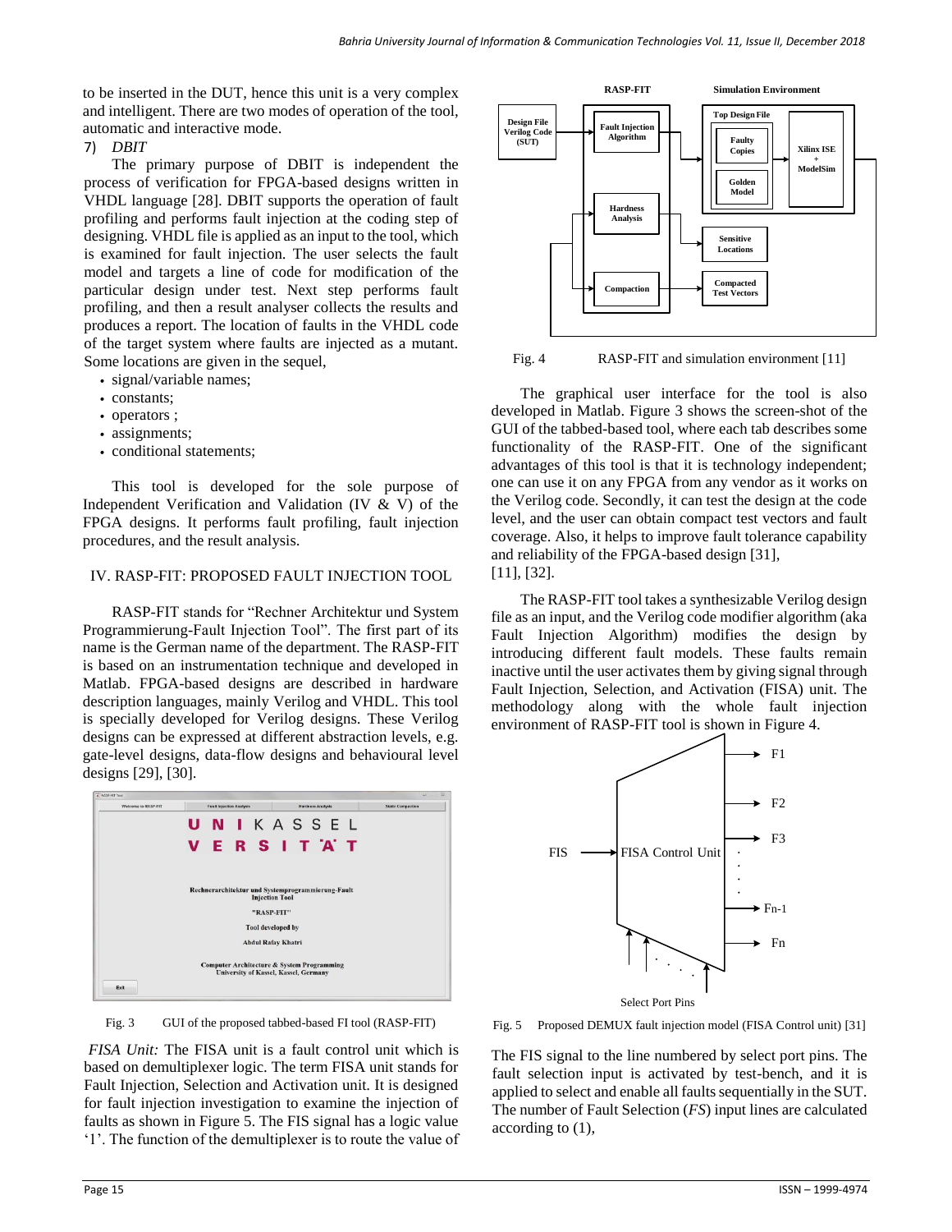to be inserted in the DUT, hence this unit is a very complex and intelligent. There are two modes of operation of the tool, automatic and interactive mode.

7) *DBIT*

The primary purpose of DBIT is independent the process of verification for FPGA-based designs written in VHDL language [28]. DBIT supports the operation of fault profiling and performs fault injection at the coding step of designing. VHDL file is applied as an input to the tool, which is examined for fault injection. The user selects the fault model and targets a line of code for modification of the particular design under test. Next step performs fault profiling, and then a result analyser collects the results and produces a report. The location of faults in the VHDL code of the target system where faults are injected as a mutant. Some locations are given in the sequel,

- signal/variable names;
- constants;
- operators ;
- assignments;
- conditional statements;

This tool is developed for the sole purpose of Independent Verification and Validation (IV & V) of the FPGA designs. It performs fault profiling, fault injection procedures, and the result analysis.

## IV. RASP-FIT: PROPOSED FAULT INJECTION TOOL

RASP-FIT stands for "Rechner Architektur und System Programmierung-Fault Injection Tool". The first part of its name is the German name of the department. The RASP-FIT is based on an instrumentation technique and developed in Matlab. FPGA-based designs are described in hardware description languages, mainly Verilog and VHDL. This tool is specially developed for Verilog designs. These Verilog designs can be expressed at different abstraction levels, e.g. gate-level designs, data-flow designs and behavioural level designs [29], [30].

Fig. 3 GUI of the proposed tabbed-based FI tool (RASP-FIT)

*FISA Unit:* The FISA unit is a fault control unit which is based on demultiplexer logic. The term FISA unit stands for Fault Injection, Selection and Activation unit. It is designed for fault injection investigation to examine the injection of faults as shown in Figure 5. The FIS signal has a logic value '1'. The function of the demultiplexer is to route the value of

Fig. 4 RASP-FIT and simulation environment [11]

The graphical user interface for the tool is also developed in Matlab. Figure 3 shows the screen-shot of the GUI of the tabbed-based tool, where each tab describes some functionality of the RASP-FIT. One of the significant advantages of this tool is that it is technology independent; one can use it on any FPGA from any vendor as it works on the Verilog code. Secondly, it can test the design at the code level, and the user can obtain compact test vectors and fault coverage. Also, it helps to improve fault tolerance capability and reliability of the FPGA-based design [31], [11], [32].

The RASP-FIT tool takes a synthesizable Verilog design file as an input, and the Verilog code modifier algorithm (aka Fault Injection Algorithm) modifies the design by introducing different fault models. These faults remain inactive until the user activates them by giving signal through Fault Injection, Selection, and Activation (FISA) unit. The methodology along with the whole fault injection environment of RASP-FIT tool is shown in Figure 4.

Fig. 5 Proposed DEMUX fault injection model (FISA Control unit) [31]

The FIS signal to the line numbered by select port pins. The fault selection input is activated by test-bench, and it is applied to select and enable all faults sequentially in the SUT. The number of Fault Selection (*FS*) input lines are calculated according to (1),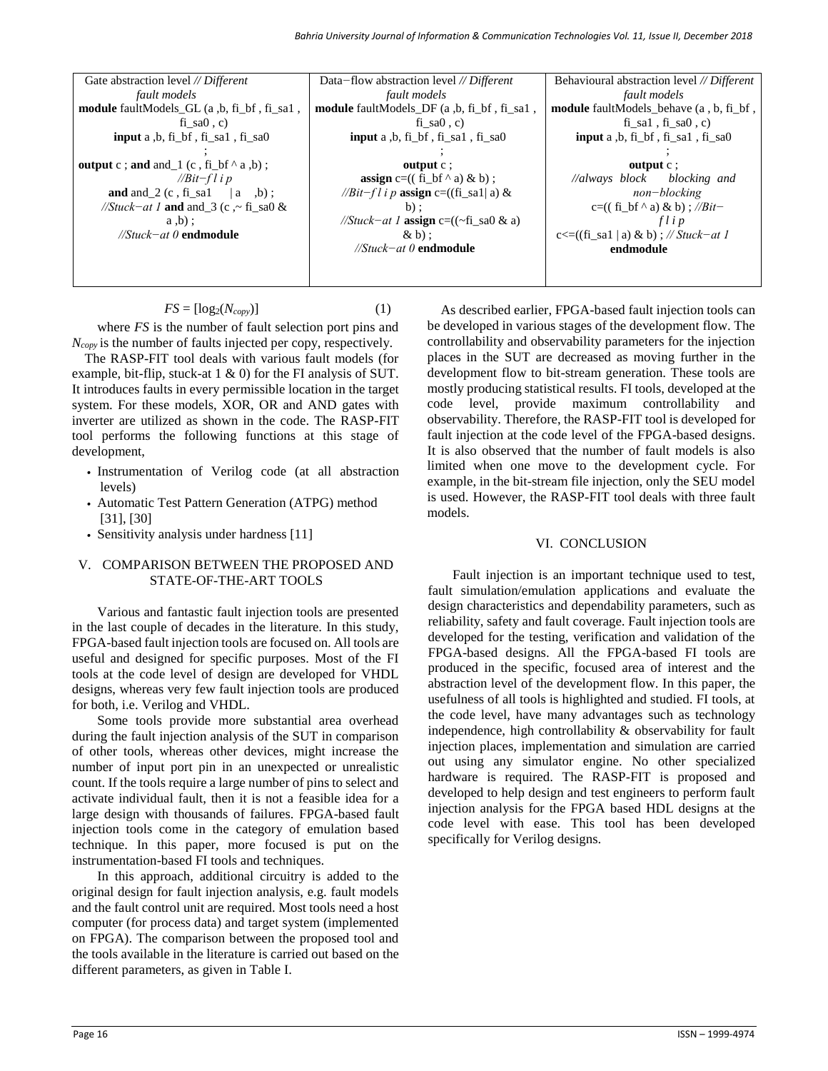| Gate abstraction level *// Different fault models* | Data−flow abstraction level *// Different fault models* | Behavioural abstraction level *// Different fault models* |
|---|---|---|
| **module** faultModels_GL (a ,b, fi_bf , fi_sa1 , fi_sa0 , c) **input** a ,b, fi_bf , fi_sa1 , fi_sa0 ; **output** c ; **and** and_1 (c , fi_bf ^ a ,b) ; *//Bit−f l i p* **and** and_2 (c , fi_sa1 \| a ,b) ; *//Stuck−at 1* **and** and_3 (c ,~ fi_sa0 & a ,b) ; *//Stuck−at 0* **endmodule** | **module** faultModels_DF (a ,b, fi_bf , fi_sa1 , fi_sa0 , c) **input** a ,b, fi_bf , fi_sa1 , fi_sa0 ; **output** c ; **assign** c=(( fi_bf ^ a) & b) ; *//Bit−f l i p* **assign** c=((fi_sa1\| a) & b) ; *//Stuck−at 1* **assign** c=((~fi_sa0 & a) & b) ; *//Stuck−at 0* **endmodule** | **module** faultModels_behave (a , b, fi_bf , fi_sa1 , fi_sa0 , c) **input** a ,b, fi_bf , fi_sa1 , fi_sa0 ; **output** c ; *//always block blocking and non−blocking* c=(( fi_bf ^ a) & b) ; *//Bit−f l i p* c<=((fi_sa1 \| a) & b) ; *// Stuck−at 1* **endmodule** |

$$FS = [\log_2(N_{copy})] \quad (1)$$

where $FS$ is the number of fault selection port pins and $N_{copy}$ is the number of faults injected per copy, respectively.

The RASP-FIT tool deals with various fault models (for example, bit-flip, stuck-at 1 & 0) for the FI analysis of SUT. It introduces faults in every permissible location in the target system. For these models, XOR, OR and AND gates with inverter are utilized as shown in the code. The RASP-FIT tool performs the following functions at this stage of development,

- Instrumentation of Verilog code (at all abstraction levels)
- Automatic Test Pattern Generation (ATPG) method [31], [30]
- Sensitivity analysis under hardness [11]

## V. COMPARISON BETWEEN THE PROPOSED AND STATE-OF-THE-ART TOOLS

Various and fantastic fault injection tools are presented in the last couple of decades in the literature. In this study, FPGA-based fault injection tools are focused on. All tools are useful and designed for specific purposes. Most of the FI tools at the code level of design are developed for VHDL designs, whereas very few fault injection tools are produced for both, i.e. Verilog and VHDL.

Some tools provide more substantial area overhead during the fault injection analysis of the SUT in comparison of other tools, whereas other devices, might increase the number of input port pin in an unexpected or unrealistic count. If the tools require a large number of pins to select and activate individual fault, then it is not a feasible idea for a large design with thousands of failures. FPGA-based fault injection tools come in the category of emulation based technique. In this paper, more focused is put on the instrumentation-based FI tools and techniques.

In this approach, additional circuitry is added to the original design for fault injection analysis, e.g. fault models and the fault control unit are required. Most tools need a host computer (for process data) and target system (implemented on FPGA). The comparison between the proposed tool and the tools available in the literature is carried out based on the different parameters, as given in Table I.

As described earlier, FPGA-based fault injection tools can be developed in various stages of the development flow. The controllability and observability parameters for the injection places in the SUT are decreased as moving further in the development flow to bit-stream generation. These tools are mostly producing statistical results. FI tools, developed at the code level, provide maximum controllability and observability. Therefore, the RASP-FIT tool is developed for fault injection at the code level of the FPGA-based designs. It is also observed that the number of fault models is also limited when one move to the development cycle. For example, in the bit-stream file injection, only the SEU model is used. However, the RASP-FIT tool deals with three fault models.

## VI. CONCLUSION

Fault injection is an important technique used to test, fault simulation/emulation applications and evaluate the design characteristics and dependability parameters, such as reliability, safety and fault coverage. Fault injection tools are developed for the testing, verification and validation of the FPGA-based designs. All the FPGA-based FI tools are produced in the specific, focused area of interest and the abstraction level of the development flow. In this paper, the usefulness of all tools is highlighted and studied. FI tools, at the code level, have many advantages such as technology independence, high controllability & observability for fault injection places, implementation and simulation are carried out using any simulator engine. No other specialized hardware is required. The RASP-FIT is proposed and developed to help design and test engineers to perform fault injection analysis for the FPGA based HDL designs at the code level with ease. This tool has been developed specifically for Verilog designs.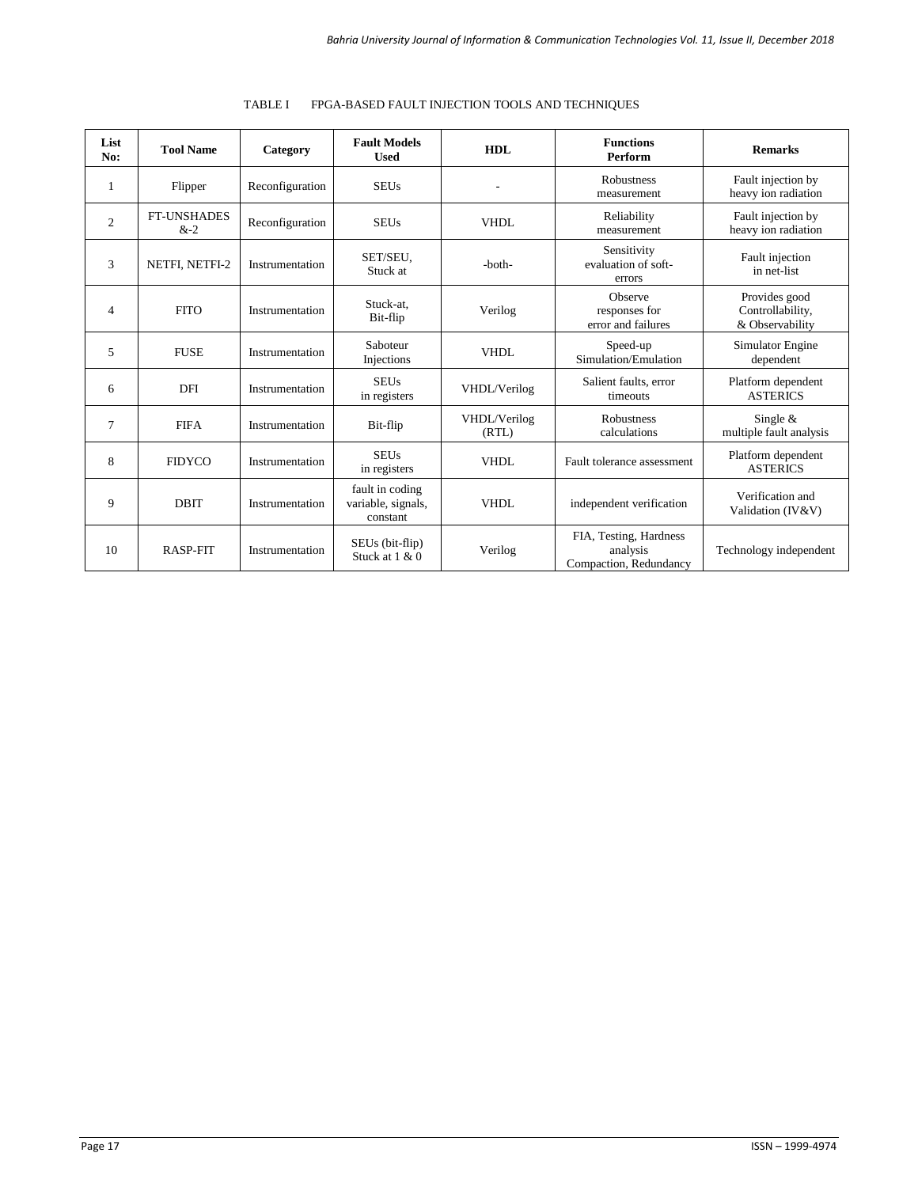TABLE I FPGA-BASED FAULT INJECTION TOOLS AND TECHNIQUES

| List No: | Tool Name | Category | Fault Models Used | HDL | Functions Perform | Remarks |
|---|---|---|---|---|---|---|
| 1 | Flipper | Reconfiguration | SEUs | - | Robustness measurement | Fault injection by heavy ion radiation |
| 2 | FT-UNSHADES &-2 | Reconfiguration | SEUs | VHDL | Reliability measurement | Fault injection by heavy ion radiation |
| 3 | NETFI, NETFI-2 | Instrumentation | SET/SEU, Stuck at | -both- | Sensitivity evaluation of soft-errors | Fault injection in net-list |
| 4 | FITO | Instrumentation | Stuck-at, Bit-flip | Verilog | Observe responses for error and failures | Provides good Controllability, & Observability |
| 5 | FUSE | Instrumentation | Saboteur Injections | VHDL | Speed-up Simulation/Emulation | Simulator Engine dependent |
| 6 | DFI | Instrumentation | SEUs in registers | VHDL/Verilog | Salient faults, error timeouts | Platform dependent ASTERICS |
| 7 | FIFA | Instrumentation | Bit-flip | VHDL/Verilog (RTL) | Robustness calculations | Single & multiple fault analysis |
| 8 | FIDYCO | Instrumentation | SEUs in registers | VHDL | Fault tolerance assessment | Platform dependent ASTERICS |
| 9 | DBIT | Instrumentation | fault in coding variable, signals, constant | VHDL | independent verification | Verification and Validation (IV&V) |
| 10 | RASP-FIT | Instrumentation | SEUs (bit-flip) Stuck at 1 & 0 | Verilog | FIA, Testing, Hardness analysis Compaction, Redundancy | Technology independent |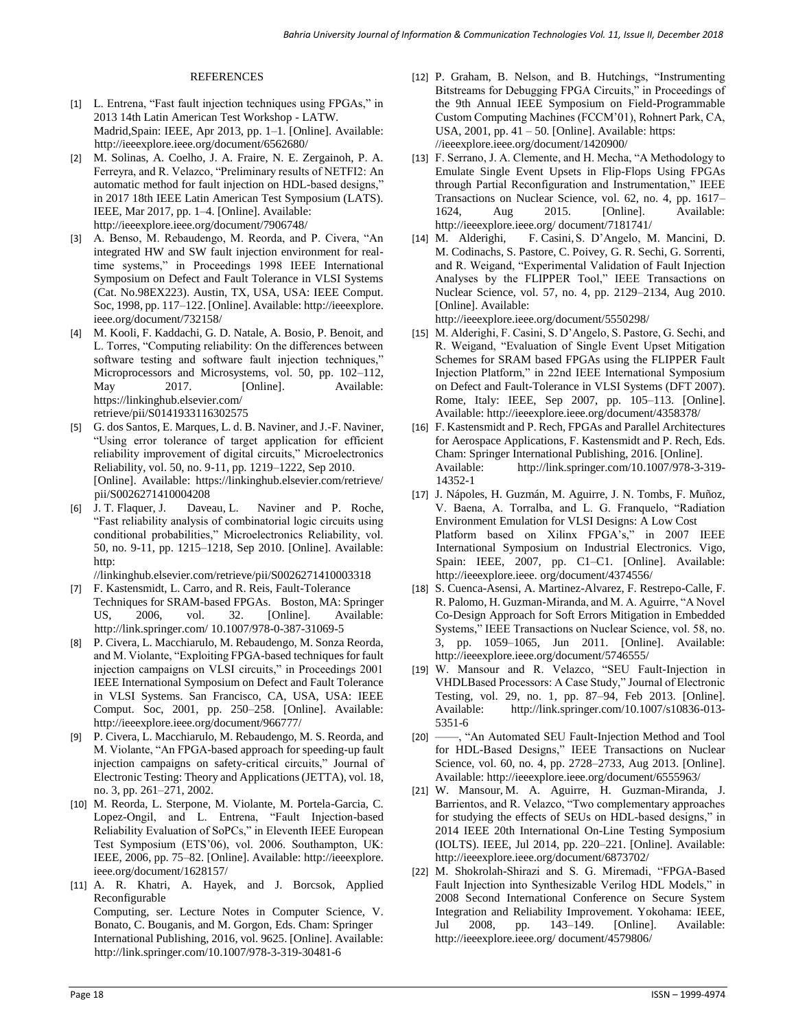## REFERENCES

[1] L. Entrena, "Fast fault injection techniques using FPGAs," in 2013 14th Latin American Test Workshop - LATW. Madrid,Spain: IEEE, Apr 2013, pp. 1–1. [Online]. Available: http://ieeexplore.ieee.org/document/6562680/

[2] M. Solinas, A. Coelho, J. A. Fraire, N. E. Zergainoh, P. A. Ferreyra, and R. Velazco, "Preliminary results of NETFI2: An automatic method for fault injection on HDL-based designs," in 2017 18th IEEE Latin American Test Symposium (LATS). IEEE, Mar 2017, pp. 1–4. [Online]. Available: http://ieeexplore.ieee.org/document/7906748/

[3] A. Benso, M. Rebaudengo, M. Reorda, and P. Civera, "An integrated HW and SW fault injection environment for real-time systems," in Proceedings 1998 IEEE International Symposium on Defect and Fault Tolerance in VLSI Systems (Cat. No.98EX223). Austin, TX, USA, USA: IEEE Comput. Soc, 1998, pp. 117–122. [Online]. Available: http://ieeexplore.ieee.org/document/732158/

[4] M. Kooli, F. Kaddachi, G. D. Natale, A. Bosio, P. Benoit, and L. Torres, "Computing reliability: On the differences between software testing and software fault injection techniques," Microprocessors and Microsystems, vol. 50, pp. 102–112, May 2017. [Online]. Available: https://linkinghub.elsevier.com/retrieve/pii/S0141933116302575

[5] G. dos Santos, E. Marques, L. d. B. Naviner, and J.-F. Naviner, "Using error tolerance of target application for efficient reliability improvement of digital circuits," Microelectronics Reliability, vol. 50, no. 9-11, pp. 1219–1222, Sep 2010. [Online]. Available: https://linkinghub.elsevier.com/retrieve/pii/S0026271410004208

[6] J. T. Flaquer, J. Daveau, L. Naviner and P. Roche, "Fast reliability analysis of combinatorial logic circuits using conditional probabilities," Microelectronics Reliability, vol. 50, no. 9-11, pp. 1215–1218, Sep 2010. [Online]. Available: http://linkinghub.elsevier.com/retrieve/pii/S0026271410003318

[7] F. Kastensmidt, L. Carro, and R. Reis, Fault-Tolerance Techniques for SRAM-based FPGAs. Boston, MA: Springer US, 2006, vol. 32. [Online]. Available: http://link.springer.com/ 10.1007/978-0-387-31069-5

[8] P. Civera, L. Macchiarulo, M. Rebaudengo, M. Sonza Reorda, and M. Violante, "Exploiting FPGA-based techniques for fault injection campaigns on VLSI circuits," in Proceedings 2001 IEEE International Symposium on Defect and Fault Tolerance in VLSI Systems. San Francisco, CA, USA, USA: IEEE Comput. Soc, 2001, pp. 250–258. [Online]. Available: http://ieeexplore.ieee.org/document/966777/

[9] P. Civera, L. Macchiarulo, M. Rebaudengo, M. S. Reorda, and M. Violante, "An FPGA-based approach for speeding-up fault injection campaigns on safety-critical circuits," Journal of Electronic Testing: Theory and Applications (JETTA), vol. 18, no. 3, pp. 261–271, 2002.

[10] M. Reorda, L. Sterpone, M. Violante, M. Portela-Garcia, C. Lopez-Ongil, and L. Entrena, "Fault Injection-based Reliability Evaluation of SoPCs," in Eleventh IEEE European Test Symposium (ETS'06), vol. 2006. Southampton, UK: IEEE, 2006, pp. 75–82. [Online]. Available: http://ieeexplore.ieee.org/document/1628157/

[11] A. R. Khatri, A. Hayek, and J. Borcsok, Applied Reconfigurable Computing, ser. Lecture Notes in Computer Science, V. Bonato, C. Bouganis, and M. Gorgon, Eds. Cham: Springer International Publishing, 2016, vol. 9625. [Online]. Available: http://link.springer.com/10.1007/978-3-319-30481-6

[12] P. Graham, B. Nelson, and B. Hutchings, "Instrumenting Bitstreams for Debugging FPGA Circuits," in Proceedings of the 9th Annual IEEE Symposium on Field-Programmable Custom Computing Machines (FCCM'01), Rohnert Park, CA, USA, 2001, pp. 41 – 50. [Online]. Available: https://ieeexplore.ieee.org/document/1420900/

[13] F. Serrano, J. A. Clemente, and H. Mecha, "A Methodology to Emulate Single Event Upsets in Flip-Flops Using FPGAs through Partial Reconfiguration and Instrumentation," IEEE Transactions on Nuclear Science, vol. 62, no. 4, pp. 1617–1624, Aug 2015. [Online]. Available: http://ieeexplore.ieee.org/ document/7181741/

[14] M. Alderighi, F. Casini, S. D'Angelo, M. Mancini, D. M. Codinachs, S. Pastore, C. Poivey, G. R. Sechi, G. Sorrenti, and R. Weigand, "Experimental Validation of Fault Injection Analyses by the FLIPPER Tool," IEEE Transactions on Nuclear Science, vol. 57, no. 4, pp. 2129–2134, Aug 2010. [Online]. Available: http://ieeexplore.ieee.org/document/5550298/

[15] M. Alderighi, F. Casini, S. D'Angelo, S. Pastore, G. Sechi, and R. Weigand, "Evaluation of Single Event Upset Mitigation Schemes for SRAM based FPGAs using the FLIPPER Fault Injection Platform," in 22nd IEEE International Symposium on Defect and Fault-Tolerance in VLSI Systems (DFT 2007). Rome, Italy: IEEE, Sep 2007, pp. 105–113. [Online]. Available: http://ieeexplore.ieee.org/document/4358378/

[16] F. Kastensmidt and P. Rech, FPGAs and Parallel Architectures for Aerospace Applications, F. Kastensmidt and P. Rech, Eds. Cham: Springer International Publishing, 2016. [Online]. Available: http://link.springer.com/10.1007/978-3-319-14352-1

[17] J. Nápoles, H. Guzmán, M. Aguirre, J. N. Tombs, F. Muñoz, V. Baena, A. Torralba, and L. G. Franquelo, "Radiation Environment Emulation for VLSI Designs: A Low Cost Platform based on Xilinx FPGA's," in 2007 IEEE International Symposium on Industrial Electronics. Vigo, Spain: IEEE, 2007, pp. C1–C1. [Online]. Available: http://ieeexplore.ieee. org/document/4374556/

[18] S. Cuenca-Asensi, A. Martinez-Alvarez, F. Restrepo-Calle, F. R. Palomo, H. Guzman-Miranda, and M. A. Aguirre, "A Novel Co-Design Approach for Soft Errors Mitigation in Embedded Systems," IEEE Transactions on Nuclear Science, vol. 58, no. 3, pp. 1059–1065, Jun 2011. [Online]. Available: http://ieeexplore.ieee.org/document/5746555/

[19] W. Mansour and R. Velazco, "SEU Fault-Injection in VHDLBased Processors: A Case Study," Journal of Electronic Testing, vol. 29, no. 1, pp. 87–94, Feb 2013. [Online]. Available: http://link.springer.com/10.1007/s10836-013-5351-6

[20] ——, "An Automated SEU Fault-Injection Method and Tool for HDL-Based Designs," IEEE Transactions on Nuclear Science, vol. 60, no. 4, pp. 2728–2733, Aug 2013. [Online]. Available: http://ieeexplore.ieee.org/document/6555963/

[21] W. Mansour, M. A. Aguirre, H. Guzman-Miranda, J. Barrientos, and R. Velazco, "Two complementary approaches for studying the effects of SEUs on HDL-based designs," in 2014 IEEE 20th International On-Line Testing Symposium (IOLTS). IEEE, Jul 2014, pp. 220–221. [Online]. Available: http://ieeexplore.ieee.org/document/6873702/

[22] M. Shokrolah-Shirazi and S. G. Miremadi, "FPGA-Based Fault Injection into Synthesizable Verilog HDL Models," in 2008 Second International Conference on Secure System Integration and Reliability Improvement. Yokohama: IEEE, Jul 2008, pp. 143–149. [Online]. Available: http://ieeexplore.ieee.org/ document/4579806/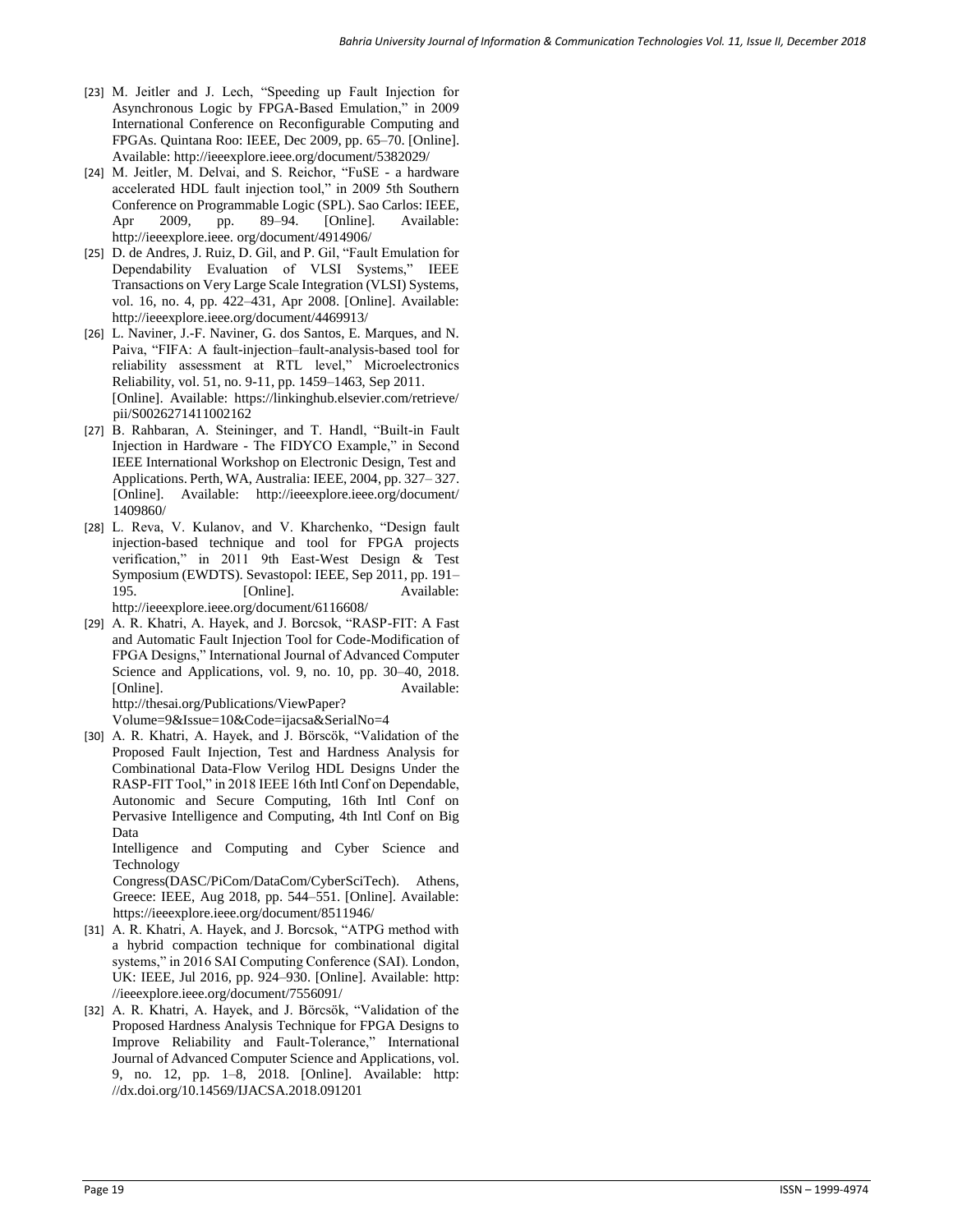[23] M. Jeitler and J. Lech, "Speeding up Fault Injection for Asynchronous Logic by FPGA-Based Emulation," in 2009 International Conference on Reconfigurable Computing and FPGAs. Quintana Roo: IEEE, Dec 2009, pp. 65–70. [Online]. Available: http://ieeexplore.ieee.org/document/5382029/

[24] M. Jeitler, M. Delvai, and S. Reichor, "FuSE - a hardware accelerated HDL fault injection tool," in 2009 5th Southern Conference on Programmable Logic (SPL). Sao Carlos: IEEE, Apr 2009, pp. 89–94. [Online]. Available: http://ieeexplore.ieee. org/document/4914906/

[25] D. de Andres, J. Ruiz, D. Gil, and P. Gil, "Fault Emulation for Dependability Evaluation of VLSI Systems," IEEE Transactions on Very Large Scale Integration (VLSI) Systems, vol. 16, no. 4, pp. 422–431, Apr 2008. [Online]. Available: http://ieeexplore.ieee.org/document/4469913/

[26] L. Naviner, J.-F. Naviner, G. dos Santos, E. Marques, and N. Paiva, "FIFA: A fault-injection–fault-analysis-based tool for reliability assessment at RTL level," Microelectronics Reliability, vol. 51, no. 9-11, pp. 1459–1463, Sep 2011. [Online]. Available: https://linkinghub.elsevier.com/retrieve/pii/S0026271411002162

[27] B. Rahbaran, A. Steininger, and T. Handl, "Built-in Fault Injection in Hardware - The FIDYCO Example," in Second IEEE International Workshop on Electronic Design, Test and Applications. Perth, WA, Australia: IEEE, 2004, pp. 327– 327. [Online]. Available: http://ieeexplore.ieee.org/document/1409860/

[28] L. Reva, V. Kulanov, and V. Kharchenko, "Design fault injection-based technique and tool for FPGA projects verification," in 2011 9th East-West Design & Test Symposium (EWDTS). Sevastopol: IEEE, Sep 2011, pp. 191–195. [Online]. Available: http://ieeexplore.ieee.org/document/6116608/

[29] A. R. Khatri, A. Hayek, and J. Borcsok, "RASP-FIT: A Fast and Automatic Fault Injection Tool for Code-Modification of FPGA Designs," International Journal of Advanced Computer Science and Applications, vol. 9, no. 10, pp. 30–40, 2018. [Online]. Available: http://thesai.org/Publications/ViewPaper?Volume=9&Issue=10&Code=ijacsa&SerialNo=4

[30] A. R. Khatri, A. Hayek, and J. Börscök, "Validation of the Proposed Fault Injection, Test and Hardness Analysis for Combinational Data-Flow Verilog HDL Designs Under the RASP-FIT Tool," in 2018 IEEE 16th Intl Conf on Dependable, Autonomic and Secure Computing, 16th Intl Conf on Pervasive Intelligence and Computing, 4th Intl Conf on Big Data Intelligence and Computing and Cyber Science and Technology Congress(DASC/PiCom/DataCom/CyberSciTech). Athens, Greece: IEEE, Aug 2018, pp. 544–551. [Online]. Available: https://ieeexplore.ieee.org/document/8511946/

[31] A. R. Khatri, A. Hayek, and J. Borcsok, "ATPG method with a hybrid compaction technique for combinational digital systems," in 2016 SAI Computing Conference (SAI). London, UK: IEEE, Jul 2016, pp. 924–930. [Online]. Available: http://ieeexplore.ieee.org/document/7556091/

[32] A. R. Khatri, A. Hayek, and J. Börcsök, "Validation of the Proposed Hardness Analysis Technique for FPGA Designs to Improve Reliability and Fault-Tolerance," International Journal of Advanced Computer Science and Applications, vol. 9, no. 12, pp. 1–8, 2018. [Online]. Available: http://dx.doi.org/10.14569/IJACSA.2018.091201